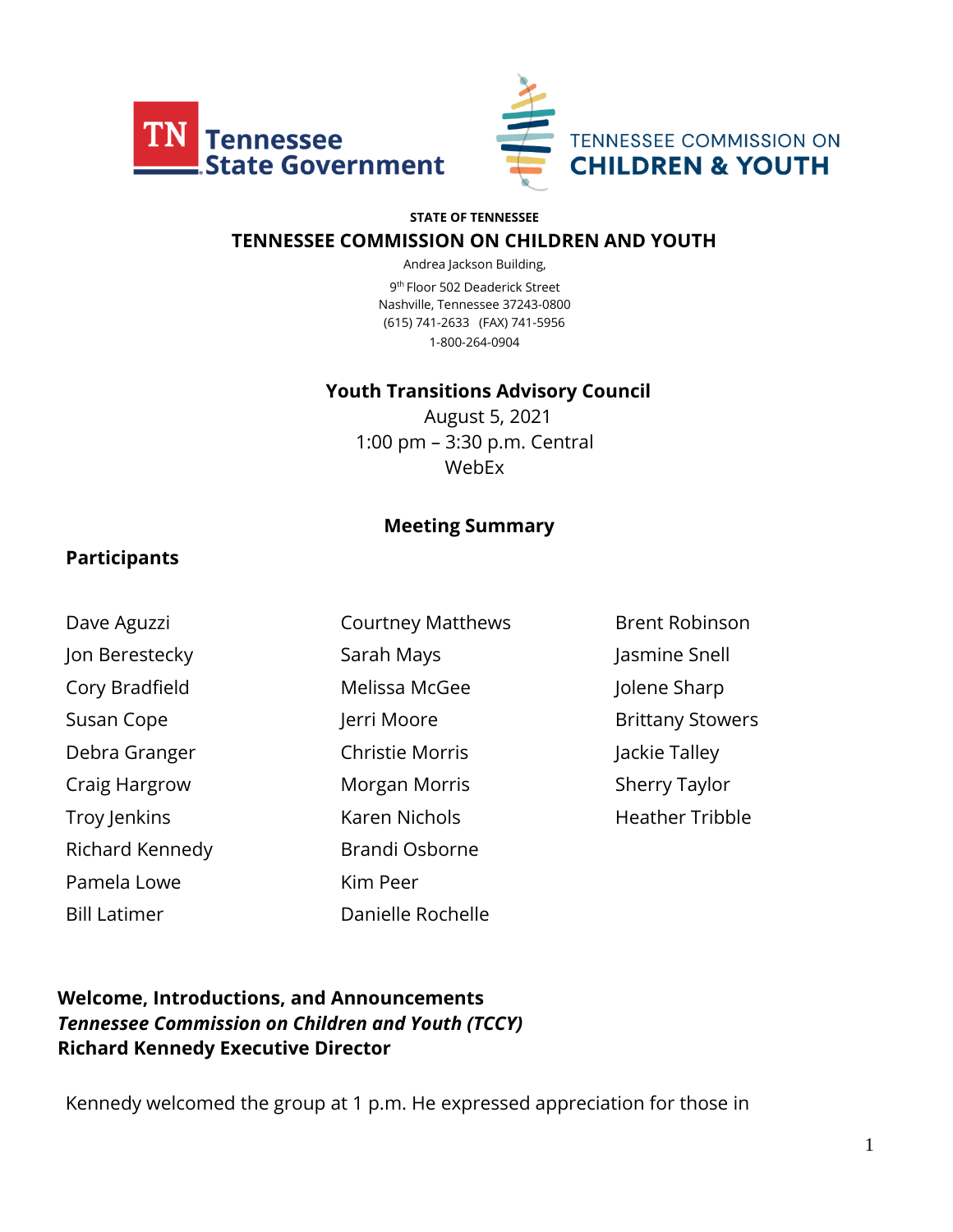Tennessee State Government

TENNESSEE COMMISSION ON CHILDREN & YOUTH

**STATE OF TENNESSEE**

## TENNESSEE COMMISSION ON CHILDREN AND YOUTH

Andrea Jackson Building,
9th Floor 502 Deaderick Street
Nashville, Tennessee 37243-0800
(615) 741-2633 (FAX) 741-5956
1-800-264-0904

**Youth Transitions Advisory Council**
August 5, 2021
1:00 pm – 3:30 p.m. Central
WebEx

## Meeting Summary

### Participants

Dave Aguzzi
Jon Berestecky
Cory Bradfield
Susan Cope
Debra Granger
Craig Hargrow
Troy Jenkins
Richard Kennedy
Pamela Lowe
Bill Latimer
Courtney Matthews
Sarah Mays
Melissa McGee
Jerri Moore
Christie Morris
Morgan Morris
Karen Nichols
Brandi Osborne
Kim Peer
Danielle Rochelle
Brent Robinson
Jasmine Snell
Jolene Sharp
Brittany Stowers
Jackie Talley
Sherry Taylor
Heather Tribble

### Welcome, Introductions, and Announcements
***Tennessee Commission on Children and Youth (TCCY)***
**Richard Kennedy Executive Director**

Kennedy welcomed the group at 1 p.m. He expressed appreciation for those in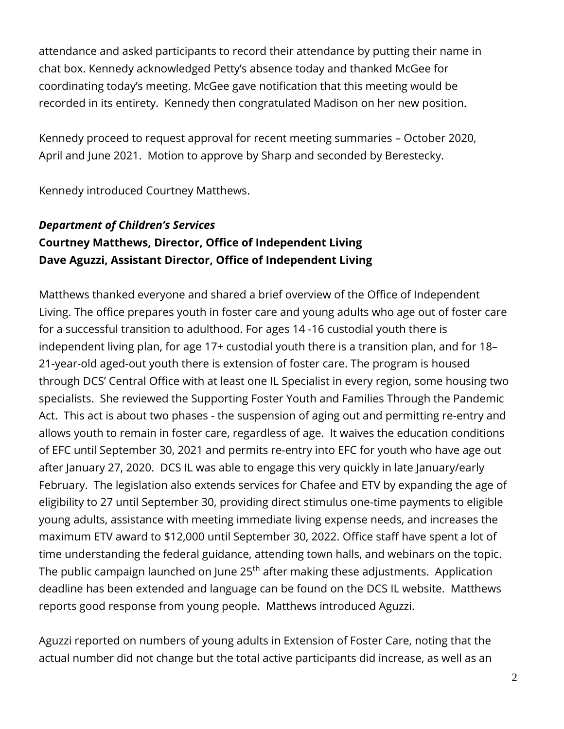attendance and asked participants to record their attendance by putting their name in chat box. Kennedy acknowledged Petty's absence today and thanked McGee for coordinating today's meeting. McGee gave notification that this meeting would be recorded in its entirety. Kennedy then congratulated Madison on her new position.

Kennedy proceed to request approval for recent meeting summaries – October 2020, April and June 2021. Motion to approve by Sharp and seconded by Berestecky.

Kennedy introduced Courtney Matthews.

***Department of Children's Services***
**Courtney Matthews, Director, Office of Independent Living**
**Dave Aguzzi, Assistant Director, Office of Independent Living**

Matthews thanked everyone and shared a brief overview of the Office of Independent Living. The office prepares youth in foster care and young adults who age out of foster care for a successful transition to adulthood. For ages 14 -16 custodial youth there is independent living plan, for age 17+ custodial youth there is a transition plan, and for 18–21-year-old aged-out youth there is extension of foster care. The program is housed through DCS' Central Office with at least one IL Specialist in every region, some housing two specialists. She reviewed the Supporting Foster Youth and Families Through the Pandemic Act. This act is about two phases - the suspension of aging out and permitting re-entry and allows youth to remain in foster care, regardless of age. It waives the education conditions of EFC until September 30, 2021 and permits re-entry into EFC for youth who have age out after January 27, 2020. DCS IL was able to engage this very quickly in late January/early February. The legislation also extends services for Chafee and ETV by expanding the age of eligibility to 27 until September 30, providing direct stimulus one-time payments to eligible young adults, assistance with meeting immediate living expense needs, and increases the maximum ETV award to $12,000 until September 30, 2022. Office staff have spent a lot of time understanding the federal guidance, attending town halls, and webinars on the topic. The public campaign launched on June 25th after making these adjustments. Application deadline has been extended and language can be found on the DCS IL website. Matthews reports good response from young people. Matthews introduced Aguzzi.

Aguzzi reported on numbers of young adults in Extension of Foster Care, noting that the actual number did not change but the total active participants did increase, as well as an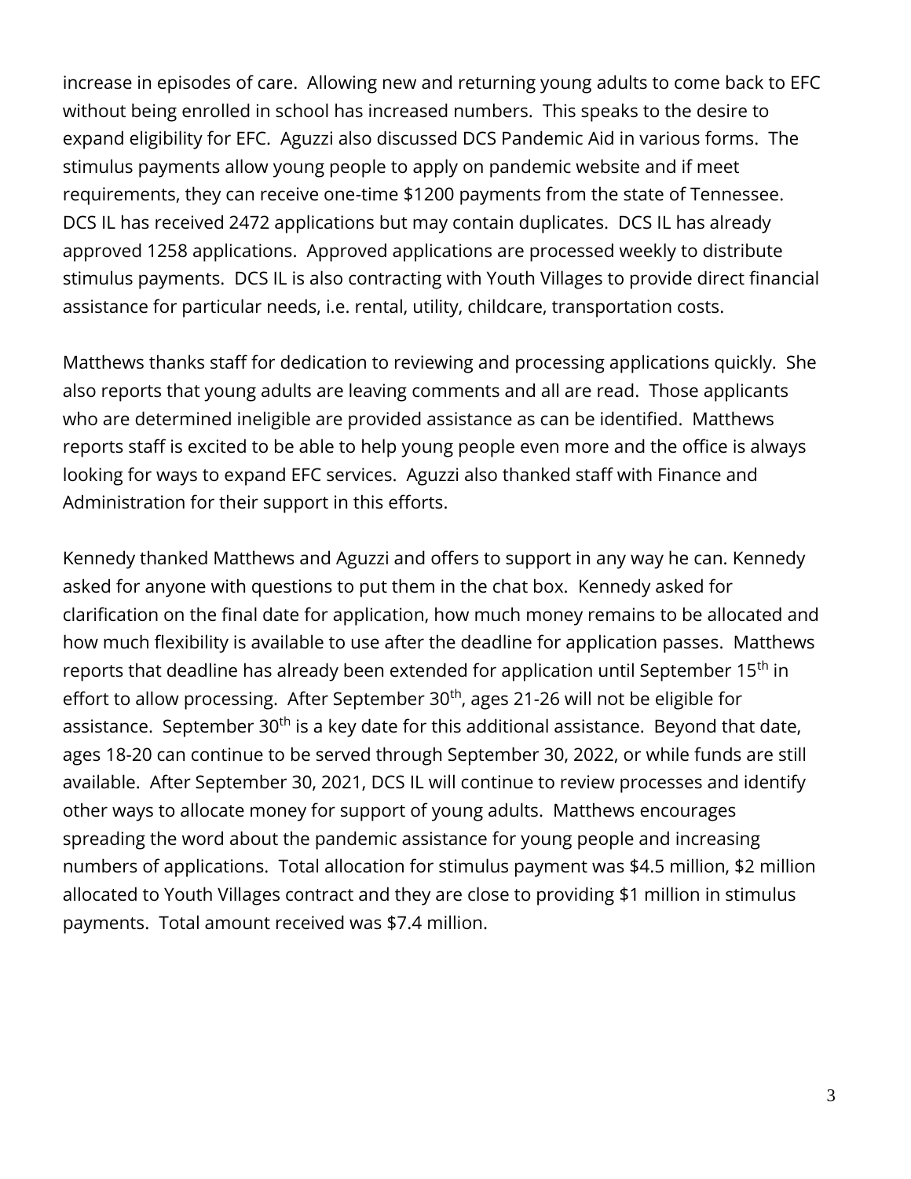increase in episodes of care. Allowing new and returning young adults to come back to EFC without being enrolled in school has increased numbers. This speaks to the desire to expand eligibility for EFC. Aguzzi also discussed DCS Pandemic Aid in various forms. The stimulus payments allow young people to apply on pandemic website and if meet requirements, they can receive one-time $1200 payments from the state of Tennessee. DCS IL has received 2472 applications but may contain duplicates. DCS IL has already approved 1258 applications. Approved applications are processed weekly to distribute stimulus payments. DCS IL is also contracting with Youth Villages to provide direct financial assistance for particular needs, i.e. rental, utility, childcare, transportation costs.

Matthews thanks staff for dedication to reviewing and processing applications quickly. She also reports that young adults are leaving comments and all are read. Those applicants who are determined ineligible are provided assistance as can be identified. Matthews reports staff is excited to be able to help young people even more and the office is always looking for ways to expand EFC services. Aguzzi also thanked staff with Finance and Administration for their support in this efforts.

Kennedy thanked Matthews and Aguzzi and offers to support in any way he can. Kennedy asked for anyone with questions to put them in the chat box. Kennedy asked for clarification on the final date for application, how much money remains to be allocated and how much flexibility is available to use after the deadline for application passes. Matthews reports that deadline has already been extended for application until September 15th in effort to allow processing. After September 30th, ages 21-26 will not be eligible for assistance. September 30th is a key date for this additional assistance. Beyond that date, ages 18-20 can continue to be served through September 30, 2022, or while funds are still available. After September 30, 2021, DCS IL will continue to review processes and identify other ways to allocate money for support of young adults. Matthews encourages spreading the word about the pandemic assistance for young people and increasing numbers of applications. Total allocation for stimulus payment was $4.5 million, $2 million allocated to Youth Villages contract and they are close to providing $1 million in stimulus payments. Total amount received was $7.4 million.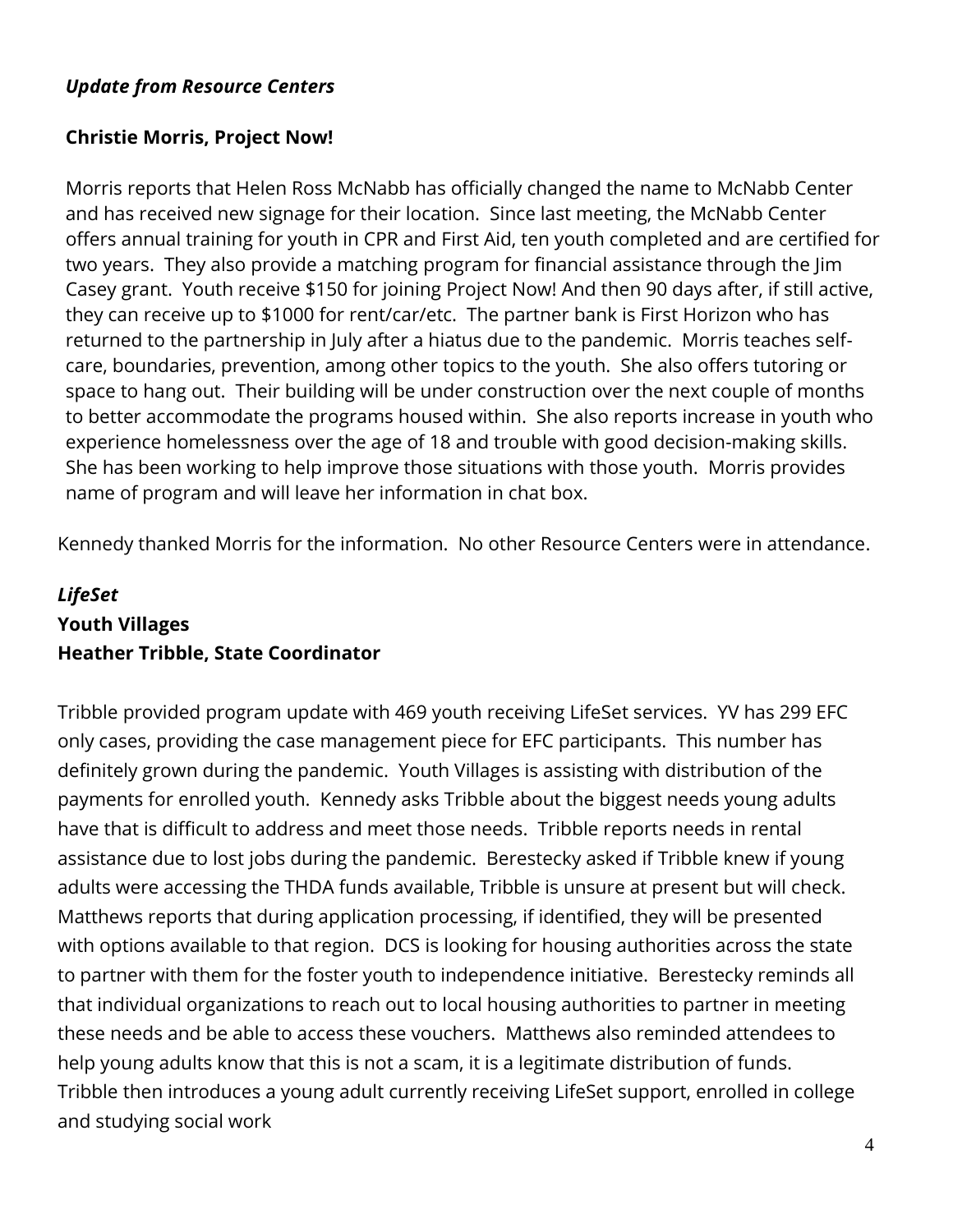*Update from Resource Centers*

**Christie Morris, Project Now!**

Morris reports that Helen Ross McNabb has officially changed the name to McNabb Center and has received new signage for their location. Since last meeting, the McNabb Center offers annual training for youth in CPR and First Aid, ten youth completed and are certified for two years. They also provide a matching program for financial assistance through the Jim Casey grant. Youth receive $150 for joining Project Now! And then 90 days after, if still active, they can receive up to $1000 for rent/car/etc. The partner bank is First Horizon who has returned to the partnership in July after a hiatus due to the pandemic. Morris teaches self-care, boundaries, prevention, among other topics to the youth. She also offers tutoring or space to hang out. Their building will be under construction over the next couple of months to better accommodate the programs housed within. She also reports increase in youth who experience homelessness over the age of 18 and trouble with good decision-making skills. She has been working to help improve those situations with those youth. Morris provides name of program and will leave her information in chat box.

Kennedy thanked Morris for the information. No other Resource Centers were in attendance.

***LifeSet***
**Youth Villages**
**Heather Tribble, State Coordinator**

Tribble provided program update with 469 youth receiving LifeSet services. YV has 299 EFC only cases, providing the case management piece for EFC participants. This number has definitely grown during the pandemic. Youth Villages is assisting with distribution of the payments for enrolled youth. Kennedy asks Tribble about the biggest needs young adults have that is difficult to address and meet those needs. Tribble reports needs in rental assistance due to lost jobs during the pandemic. Berestecky asked if Tribble knew if young adults were accessing the THDA funds available, Tribble is unsure at present but will check. Matthews reports that during application processing, if identified, they will be presented with options available to that region. DCS is looking for housing authorities across the state to partner with them for the foster youth to independence initiative. Berestecky reminds all that individual organizations to reach out to local housing authorities to partner in meeting these needs and be able to access these vouchers. Matthews also reminded attendees to help young adults know that this is not a scam, it is a legitimate distribution of funds. Tribble then introduces a young adult currently receiving LifeSet support, enrolled in college and studying social work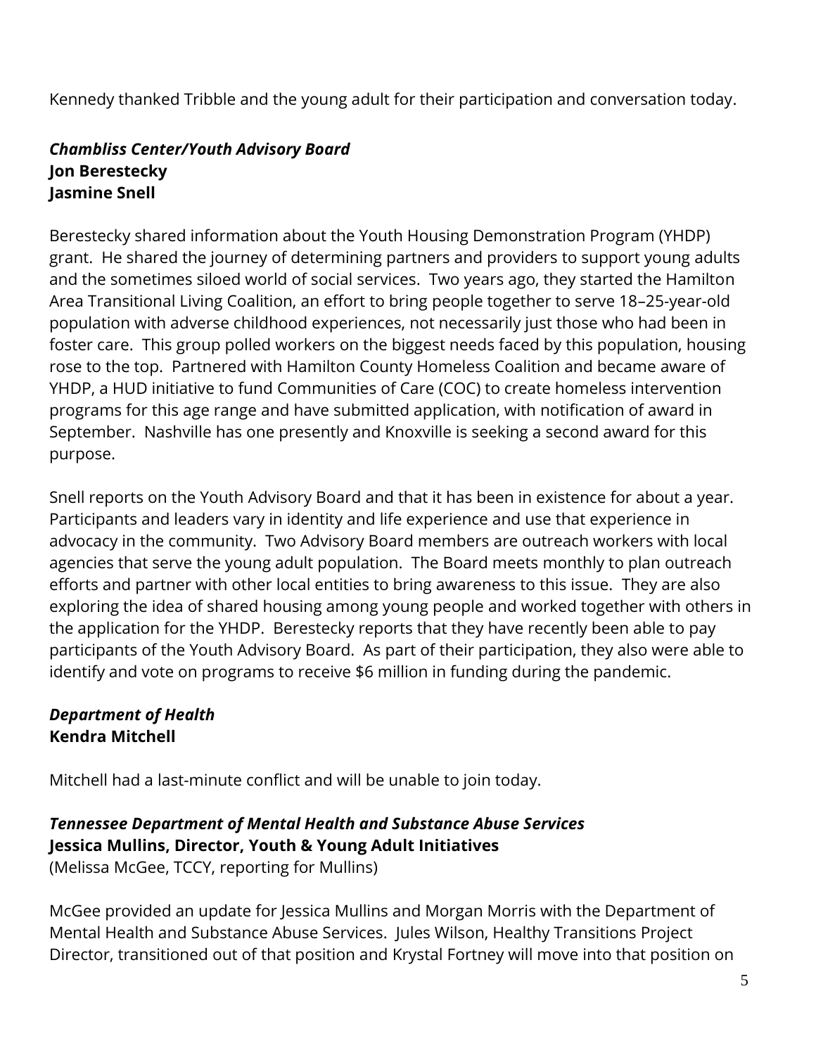Kennedy thanked Tribble and the young adult for their participation and conversation today.

***Chambliss Center/Youth Advisory Board***
**Jon Berestecky**
**Jasmine Snell**

Berestecky shared information about the Youth Housing Demonstration Program (YHDP) grant. He shared the journey of determining partners and providers to support young adults and the sometimes siloed world of social services. Two years ago, they started the Hamilton Area Transitional Living Coalition, an effort to bring people together to serve 18–25-year-old population with adverse childhood experiences, not necessarily just those who had been in foster care. This group polled workers on the biggest needs faced by this population, housing rose to the top. Partnered with Hamilton County Homeless Coalition and became aware of YHDP, a HUD initiative to fund Communities of Care (COC) to create homeless intervention programs for this age range and have submitted application, with notification of award in September. Nashville has one presently and Knoxville is seeking a second award for this purpose.

Snell reports on the Youth Advisory Board and that it has been in existence for about a year. Participants and leaders vary in identity and life experience and use that experience in advocacy in the community. Two Advisory Board members are outreach workers with local agencies that serve the young adult population. The Board meets monthly to plan outreach efforts and partner with other local entities to bring awareness to this issue. They are also exploring the idea of shared housing among young people and worked together with others in the application for the YHDP. Berestecky reports that they have recently been able to pay participants of the Youth Advisory Board. As part of their participation, they also were able to identify and vote on programs to receive $6 million in funding during the pandemic.

***Department of Health***
**Kendra Mitchell**

Mitchell had a last-minute conflict and will be unable to join today.

***Tennessee Department of Mental Health and Substance Abuse Services***
**Jessica Mullins, Director, Youth & Young Adult Initiatives**
(Melissa McGee, TCCY, reporting for Mullins)

McGee provided an update for Jessica Mullins and Morgan Morris with the Department of Mental Health and Substance Abuse Services. Jules Wilson, Healthy Transitions Project Director, transitioned out of that position and Krystal Fortney will move into that position on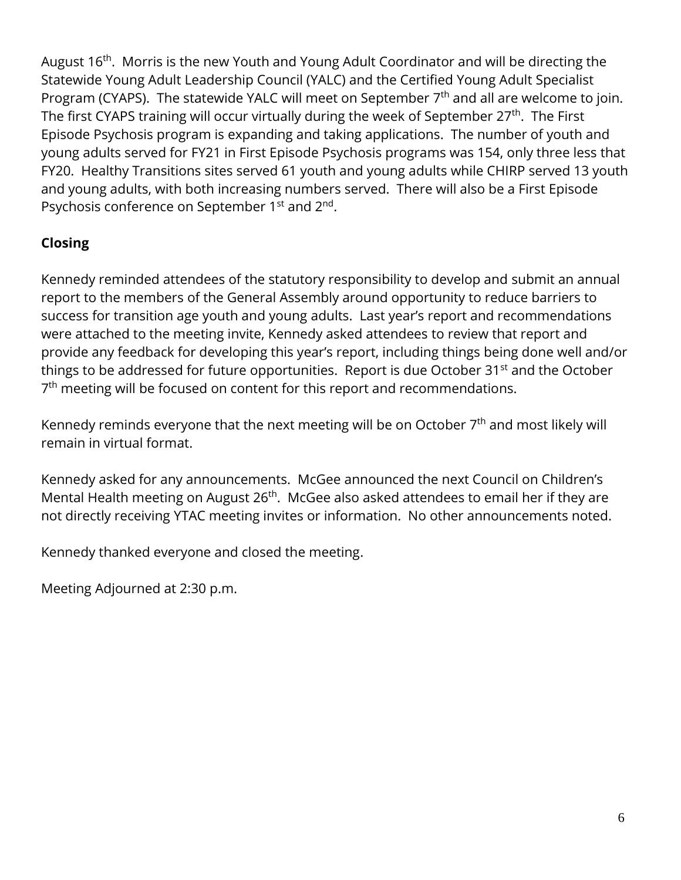August 16th. Morris is the new Youth and Young Adult Coordinator and will be directing the Statewide Young Adult Leadership Council (YALC) and the Certified Young Adult Specialist Program (CYAPS). The statewide YALC will meet on September 7th and all are welcome to join. The first CYAPS training will occur virtually during the week of September 27th. The First Episode Psychosis program is expanding and taking applications. The number of youth and young adults served for FY21 in First Episode Psychosis programs was 154, only three less that FY20. Healthy Transitions sites served 61 youth and young adults while CHIRP served 13 youth and young adults, with both increasing numbers served. There will also be a First Episode Psychosis conference on September 1st and 2nd.

## Closing

Kennedy reminded attendees of the statutory responsibility to develop and submit an annual report to the members of the General Assembly around opportunity to reduce barriers to success for transition age youth and young adults. Last year's report and recommendations were attached to the meeting invite, Kennedy asked attendees to review that report and provide any feedback for developing this year's report, including things being done well and/or things to be addressed for future opportunities. Report is due October 31st and the October 7th meeting will be focused on content for this report and recommendations.

Kennedy reminds everyone that the next meeting will be on October 7th and most likely will remain in virtual format.

Kennedy asked for any announcements. McGee announced the next Council on Children's Mental Health meeting on August 26th. McGee also asked attendees to email her if they are not directly receiving YTAC meeting invites or information. No other announcements noted.

Kennedy thanked everyone and closed the meeting.

Meeting Adjourned at 2:30 p.m.